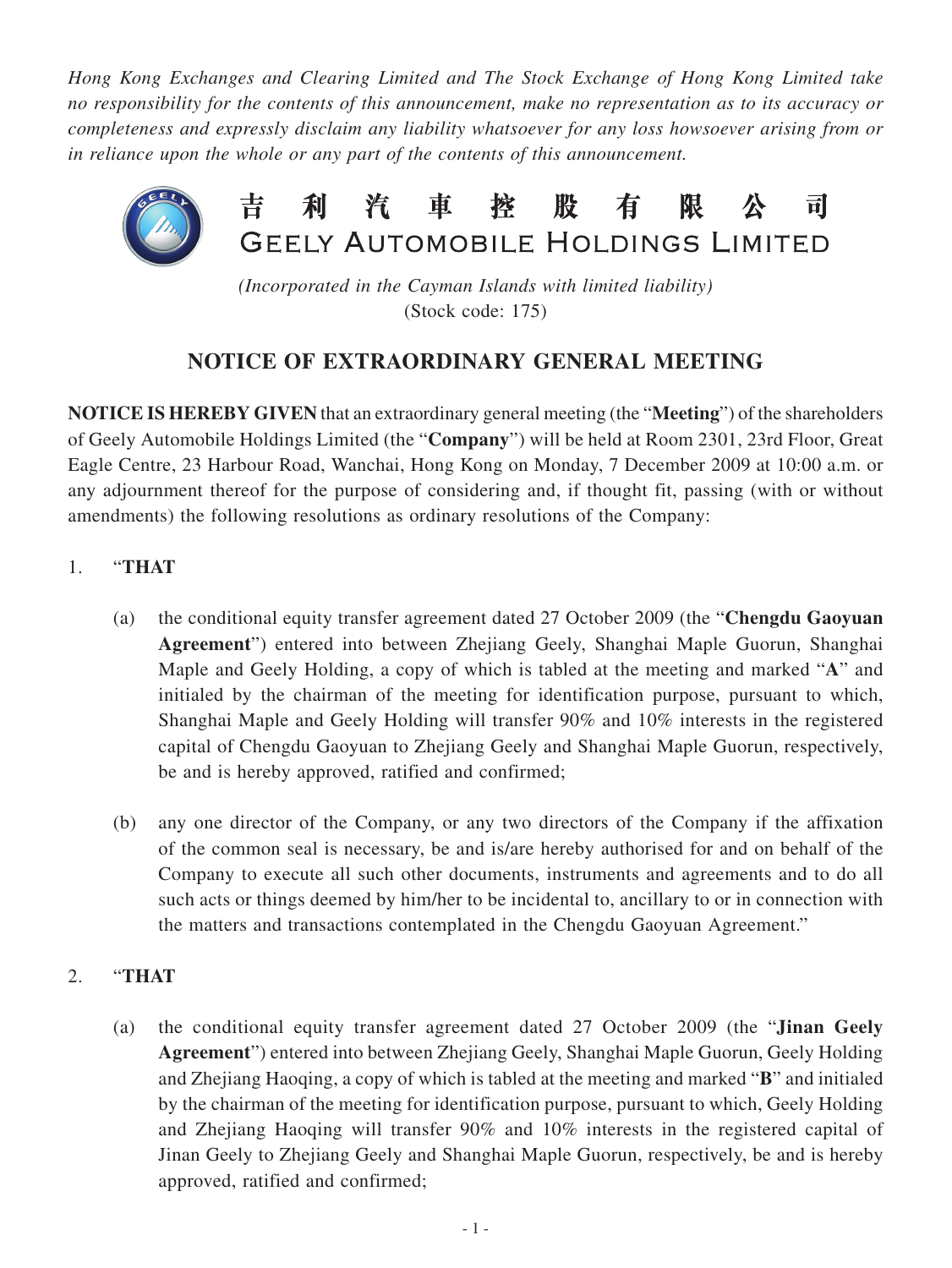*Hong Kong Exchanges and Clearing Limited and The Stock Exchange of Hong Kong Limited take no responsibility for the contents of this announcement, make no representation as to its accuracy or completeness and expressly disclaim any liability whatsoever for any loss howsoever arising from or in reliance upon the whole or any part of the contents of this announcement.*

# 吉利汽車控股有限公司
# GEELY AUTOMOBILE HOLDINGS LIMITED

*(Incorporated in the Cayman Islands with limited liability)*
(Stock code: 175)

## NOTICE OF EXTRAORDINARY GENERAL MEETING

**NOTICE IS HEREBY GIVEN** that an extraordinary general meeting (the "**Meeting**") of the shareholders of Geely Automobile Holdings Limited (the "**Company**") will be held at Room 2301, 23rd Floor, Great Eagle Centre, 23 Harbour Road, Wanchai, Hong Kong on Monday, 7 December 2009 at 10:00 a.m. or any adjournment thereof for the purpose of considering and, if thought fit, passing (with or without amendments) the following resolutions as ordinary resolutions of the Company:

1. "**THAT**

   (a) the conditional equity transfer agreement dated 27 October 2009 (the "**Chengdu Gaoyuan Agreement**") entered into between Zhejiang Geely, Shanghai Maple Guorun, Shanghai Maple and Geely Holding, a copy of which is tabled at the meeting and marked "**A**" and initialed by the chairman of the meeting for identification purpose, pursuant to which, Shanghai Maple and Geely Holding will transfer 90% and 10% interests in the registered capital of Chengdu Gaoyuan to Zhejiang Geely and Shanghai Maple Guorun, respectively, be and is hereby approved, ratified and confirmed;

   (b) any one director of the Company, or any two directors of the Company if the affixation of the common seal is necessary, be and is/are hereby authorised for and on behalf of the Company to execute all such other documents, instruments and agreements and to do all such acts or things deemed by him/her to be incidental to, ancillary to or in connection with the matters and transactions contemplated in the Chengdu Gaoyuan Agreement."

2. "**THAT**

   (a) the conditional equity transfer agreement dated 27 October 2009 (the "**Jinan Geely Agreement**") entered into between Zhejiang Geely, Shanghai Maple Guorun, Geely Holding and Zhejiang Haoqing, a copy of which is tabled at the meeting and marked "**B**" and initialed by the chairman of the meeting for identification purpose, pursuant to which, Geely Holding and Zhejiang Haoqing will transfer 90% and 10% interests in the registered capital of Jinan Geely to Zhejiang Geely and Shanghai Maple Guorun, respectively, be and is hereby approved, ratified and confirmed;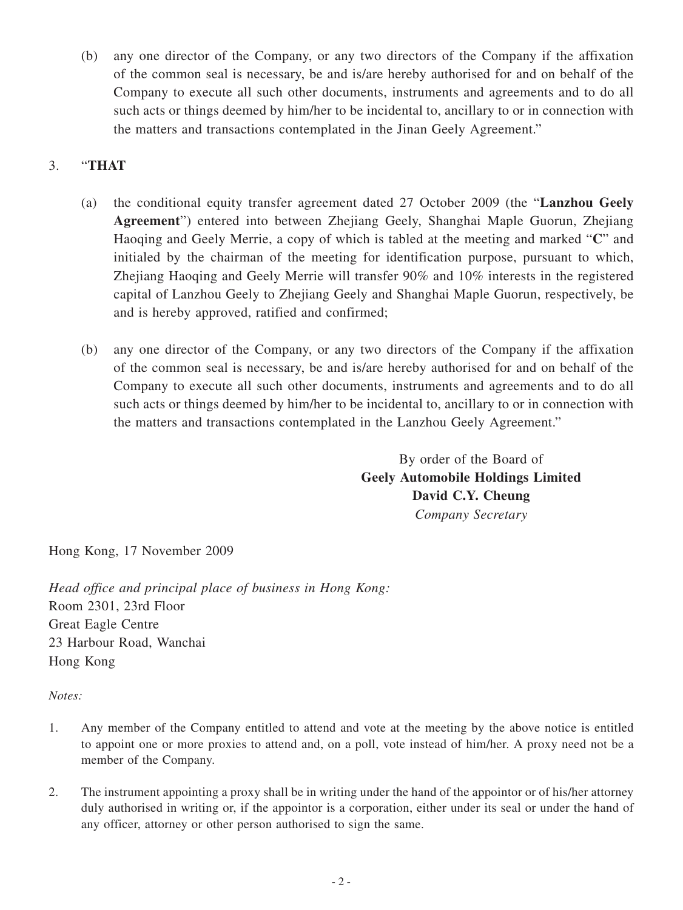(b) any one director of the Company, or any two directors of the Company if the affixation of the common seal is necessary, be and is/are hereby authorised for and on behalf of the Company to execute all such other documents, instruments and agreements and to do all such acts or things deemed by him/her to be incidental to, ancillary to or in connection with the matters and transactions contemplated in the Jinan Geely Agreement."

3. "**THAT**

(a) the conditional equity transfer agreement dated 27 October 2009 (the "**Lanzhou Geely Agreement**") entered into between Zhejiang Geely, Shanghai Maple Guorun, Zhejiang Haoqing and Geely Merrie, a copy of which is tabled at the meeting and marked "**C**" and initialed by the chairman of the meeting for identification purpose, pursuant to which, Zhejiang Haoqing and Geely Merrie will transfer 90% and 10% interests in the registered capital of Lanzhou Geely to Zhejiang Geely and Shanghai Maple Guorun, respectively, be and is hereby approved, ratified and confirmed;

(b) any one director of the Company, or any two directors of the Company if the affixation of the common seal is necessary, be and is/are hereby authorised for and on behalf of the Company to execute all such other documents, instruments and agreements and to do all such acts or things deemed by him/her to be incidental to, ancillary to or in connection with the matters and transactions contemplated in the Lanzhou Geely Agreement."

By order of the Board of
**Geely Automobile Holdings Limited**
**David C.Y. Cheung**
*Company Secretary*

Hong Kong, 17 November 2009

*Head office and principal place of business in Hong Kong:*
Room 2301, 23rd Floor
Great Eagle Centre
23 Harbour Road, Wanchai
Hong Kong

*Notes:*

1. Any member of the Company entitled to attend and vote at the meeting by the above notice is entitled to appoint one or more proxies to attend and, on a poll, vote instead of him/her. A proxy need not be a member of the Company.

2. The instrument appointing a proxy shall be in writing under the hand of the appointor or of his/her attorney duly authorised in writing or, if the appointor is a corporation, either under its seal or under the hand of any officer, attorney or other person authorised to sign the same.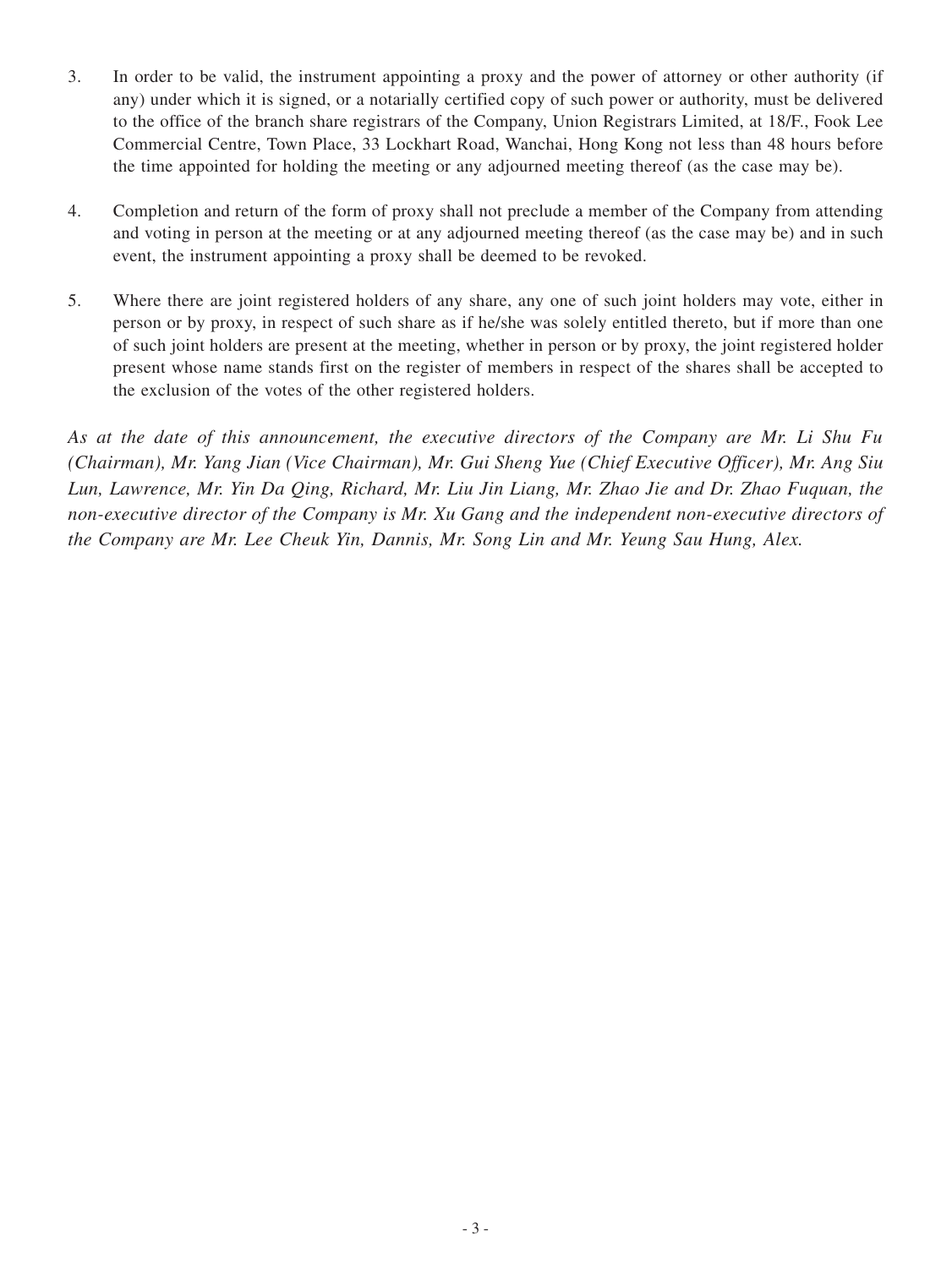3. In order to be valid, the instrument appointing a proxy and the power of attorney or other authority (if any) under which it is signed, or a notarially certified copy of such power or authority, must be delivered to the office of the branch share registrars of the Company, Union Registrars Limited, at 18/F., Fook Lee Commercial Centre, Town Place, 33 Lockhart Road, Wanchai, Hong Kong not less than 48 hours before the time appointed for holding the meeting or any adjourned meeting thereof (as the case may be).

4. Completion and return of the form of proxy shall not preclude a member of the Company from attending and voting in person at the meeting or at any adjourned meeting thereof (as the case may be) and in such event, the instrument appointing a proxy shall be deemed to be revoked.

5. Where there are joint registered holders of any share, any one of such joint holders may vote, either in person or by proxy, in respect of such share as if he/she was solely entitled thereto, but if more than one of such joint holders are present at the meeting, whether in person or by proxy, the joint registered holder present whose name stands first on the register of members in respect of the shares shall be accepted to the exclusion of the votes of the other registered holders.

*As at the date of this announcement, the executive directors of the Company are Mr. Li Shu Fu (Chairman), Mr. Yang Jian (Vice Chairman), Mr. Gui Sheng Yue (Chief Executive Officer), Mr. Ang Siu Lun, Lawrence, Mr. Yin Da Qing, Richard, Mr. Liu Jin Liang, Mr. Zhao Jie and Dr. Zhao Fuquan, the non-executive director of the Company is Mr. Xu Gang and the independent non-executive directors of the Company are Mr. Lee Cheuk Yin, Dannis, Mr. Song Lin and Mr. Yeung Sau Hung, Alex.*